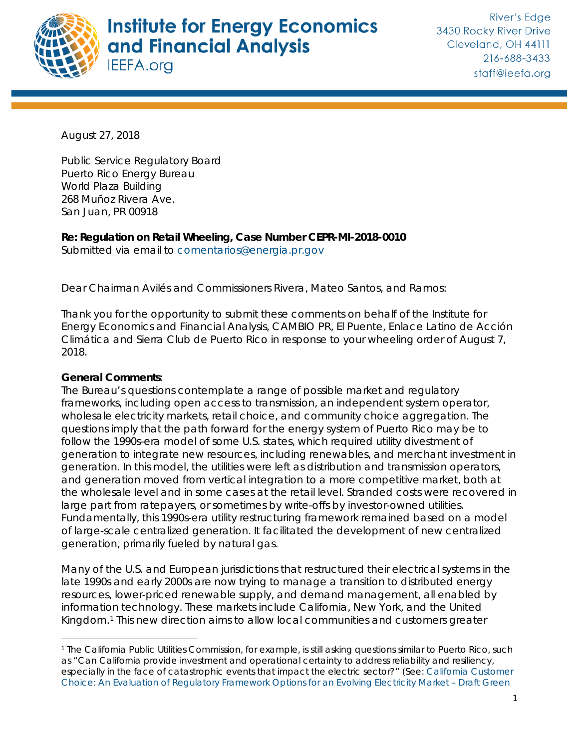# Institute for Energy Economics and Financial Analysis
IEEFA.org

River's Edge
3430 Rocky River Drive
Cleveland, OH 44111
216-688-3433
staff@ieefa.org

August 27, 2018

Public Service Regulatory Board
Puerto Rico Energy Bureau
World Plaza Building
268 Muñoz Rivera Ave.
San Juan, PR 00918

**Re: Regulation on Retail Wheeling, Case Number CEPR-MI-2018-0010**
Submitted via email to comentarios@energia.pr.gov

Dear Chairman Avilés and Commissioners Rivera, Mateo Santos, and Ramos:

Thank you for the opportunity to submit these comments on behalf of the Institute for Energy Economics and Financial Analysis, CAMBIO PR, El Puente, Enlace Latino de Acción Climática and Sierra Club de Puerto Rico in response to your wheeling order of August 7, 2018.

**General Comments**:
The Bureau's questions contemplate a range of possible market and regulatory frameworks, including open access to transmission, an independent system operator, wholesale electricity markets, retail choice, and community choice aggregation. The questions imply that the path forward for the energy system of Puerto Rico may be to follow the 1990s-era model of some U.S. states, which required utility divestment of generation to integrate new resources, including renewables, and merchant investment in generation. In this model, the utilities were left as distribution and transmission operators, and generation moved from vertical integration to a more competitive market, both at the wholesale level and in some cases at the retail level. Stranded costs were recovered in large part from ratepayers, or sometimes by write-offs by investor-owned utilities. Fundamentally, this 1990s-era utility restructuring framework remained based on a model of large-scale centralized generation. It facilitated the development of new centralized generation, primarily fueled by natural gas.

Many of the U.S. and European jurisdictions that restructured their electrical systems in the late 1990s and early 2000s are now trying to manage a transition to distributed energy resources, lower-priced renewable supply, and demand management, all enabled by information technology. These markets include California, New York, and the United Kingdom.[1] This new direction aims to allow local communities and customers greater

[1] The California Public Utilities Commission, for example, is still asking questions similar to Puerto Rico, such as "Can California provide investment and operational certainty to address reliability and resiliency, especially in the face of catastrophic events that impact the electric sector?" (See: California Customer Choice: An Evaluation of Regulatory Framework Options for an Evolving Electricity Market – Draft Green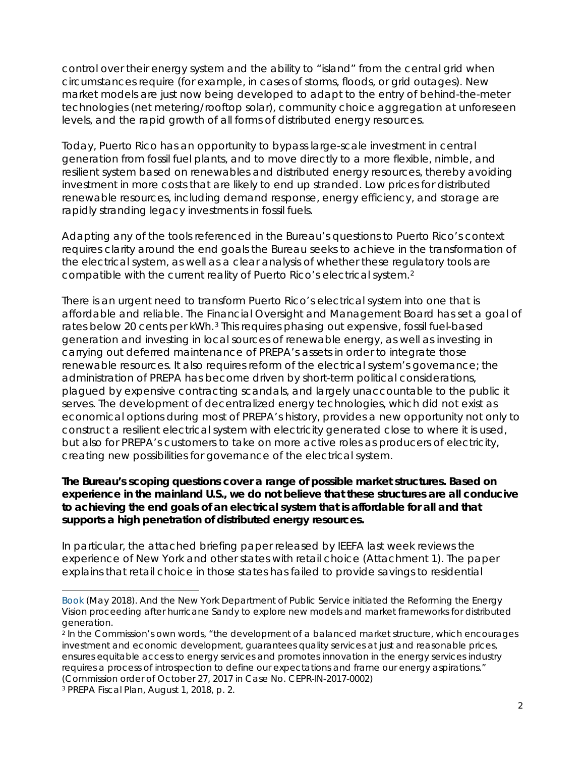control over their energy system and the ability to "island" from the central grid when circumstances require (for example, in cases of storms, floods, or grid outages). New market models are just now being developed to adapt to the entry of behind-the-meter technologies (net metering/rooftop solar), community choice aggregation at unforeseen levels, and the rapid growth of all forms of distributed energy resources.

Today, Puerto Rico has an opportunity to bypass large-scale investment in central generation from fossil fuel plants, and to move directly to a more flexible, nimble, and resilient system based on renewables and distributed energy resources, thereby avoiding investment in more costs that are likely to end up stranded. Low prices for distributed renewable resources, including demand response, energy efficiency, and storage are rapidly stranding legacy investments in fossil fuels.

Adapting any of the tools referenced in the Bureau's questions to Puerto Rico's context requires clarity around the end goals the Bureau seeks to achieve in the transformation of the electrical system, as well as a clear analysis of whether these regulatory tools are compatible with the current reality of Puerto Rico's electrical system.[2]

There is an urgent need to transform Puerto Rico's electrical system into one that is affordable and reliable. The Financial Oversight and Management Board has set a goal of rates below 20 cents per kWh.[3] This requires phasing out expensive, fossil fuel-based generation and investing in local sources of renewable energy, as well as investing in carrying out deferred maintenance of PREPA's assets in order to integrate those renewable resources. It also requires reform of the electrical system's governance; the administration of PREPA has become driven by short-term political considerations, plagued by expensive contracting scandals, and largely unaccountable to the public it serves. The development of decentralized energy technologies, which did not exist as economical options during most of PREPA's history, provides a new opportunity not only to construct a resilient electrical system with electricity generated close to where it is used, but also for PREPA's customers to take on more active roles as producers of electricity, creating new possibilities for governance of the electrical system.

**The Bureau's scoping questions cover a range of possible market structures. Based on experience in the mainland U.S., we do not believe that these structures are all conducive to achieving the end goals of an electrical system that is affordable for all and that supports a high penetration of distributed energy resources.**

In particular, the attached briefing paper released by IEEFA last week reviews the experience of New York and other states with retail choice (Attachment 1). The paper explains that retail choice in those states has failed to provide savings to residential

---

Book (May 2018). And the New York Department of Public Service initiated the Reforming the Energy Vision proceeding after hurricane Sandy to explore new models and market frameworks for distributed generation.

[2] In the Commission's own words, "the development of a balanced market structure, which encourages investment and economic development, guarantees quality services at just and reasonable prices, ensures equitable access to energy services and promotes innovation in the energy services industry requires a process of introspection to define our expectations and frame our energy aspirations." (Commission order of October 27, 2017 in Case No. CEPR-IN-2017-0002)

[3] PREPA Fiscal Plan, August 1, 2018, p. 2.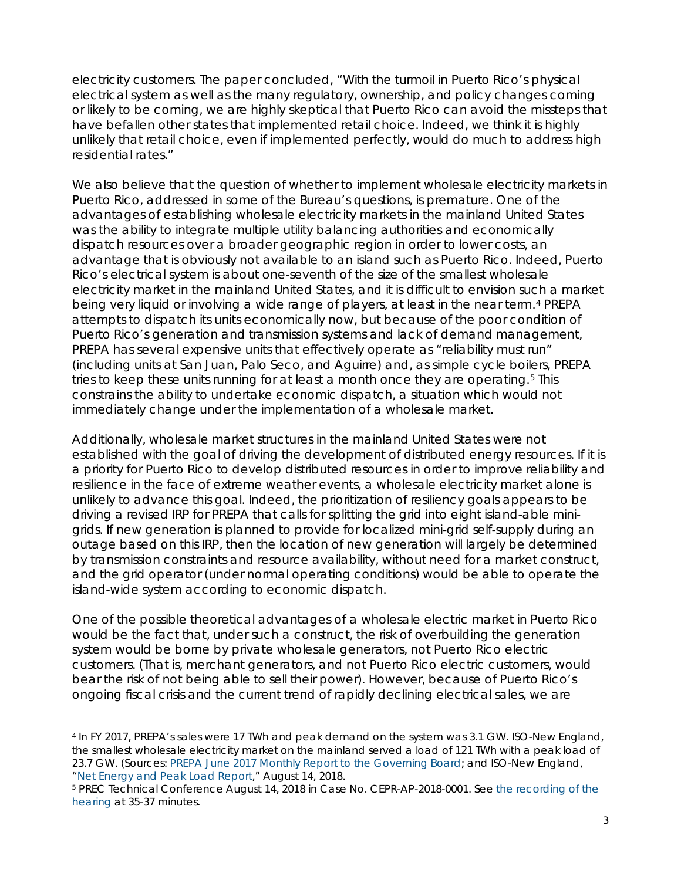electricity customers. The paper concluded, "With the turmoil in Puerto Rico's physical electrical system as well as the many regulatory, ownership, and policy changes coming or likely to be coming, we are highly skeptical that Puerto Rico can avoid the missteps that have befallen other states that implemented retail choice. Indeed, we think it is highly unlikely that retail choice, even if implemented perfectly, would do much to address high residential rates."

We also believe that the question of whether to implement wholesale electricity markets in Puerto Rico, addressed in some of the Bureau's questions, is premature. One of the advantages of establishing wholesale electricity markets in the mainland United States was the ability to integrate multiple utility balancing authorities and economically dispatch resources over a broader geographic region in order to lower costs, an advantage that is obviously not available to an island such as Puerto Rico. Indeed, Puerto Rico's electrical system is about one-seventh of the size of the smallest wholesale electricity market in the mainland United States, and it is difficult to envision such a market being very liquid or involving a wide range of players, at least in the near term.[4] PREPA attempts to dispatch its units economically now, but because of the poor condition of Puerto Rico's generation and transmission systems and lack of demand management, PREPA has several expensive units that effectively operate as "reliability must run" (including units at San Juan, Palo Seco, and Aguirre) and, as simple cycle boilers, PREPA tries to keep these units running for at least a month once they are operating.[5] This constrains the ability to undertake economic dispatch, a situation which would not immediately change under the implementation of a wholesale market.

Additionally, wholesale market structures in the mainland United States were not established with the goal of driving the development of distributed energy resources. If it is a priority for Puerto Rico to develop distributed resources in order to improve reliability and resilience in the face of extreme weather events, a wholesale electricity market alone is unlikely to advance this goal. Indeed, the prioritization of resiliency goals appears to be driving a revised IRP for PREPA that calls for splitting the grid into eight island-able mini-grids. If new generation is planned to provide for localized mini-grid self-supply during an outage based on this IRP, then the location of new generation will largely be determined by transmission constraints and resource availability, without need for a market construct, and the grid operator (under normal operating conditions) would be able to operate the island-wide system according to economic dispatch.

One of the possible theoretical advantages of a wholesale electric market in Puerto Rico would be the fact that, under such a construct, the risk of overbuilding the generation system would be borne by private wholesale generators, not Puerto Rico electric customers. (That is, merchant generators, and not Puerto Rico electric customers, would bear the risk of not being able to sell their power). However, because of Puerto Rico's ongoing fiscal crisis and the current trend of rapidly declining electrical sales, we are

---

[4] In FY 2017, PREPA's sales were 17 TWh and peak demand on the system was 3.1 GW. ISO-New England, the smallest wholesale electricity market on the mainland served a load of 121 TWh with a peak load of 23.7 GW. (Sources: PREPA June 2017 Monthly Report to the Governing Board; and ISO-New England, "Net Energy and Peak Load Report," August 14, 2018.

[5] PREC Technical Conference August 14, 2018 in Case No. CEPR-AP-2018-0001. See the recording of the hearing at 35-37 minutes.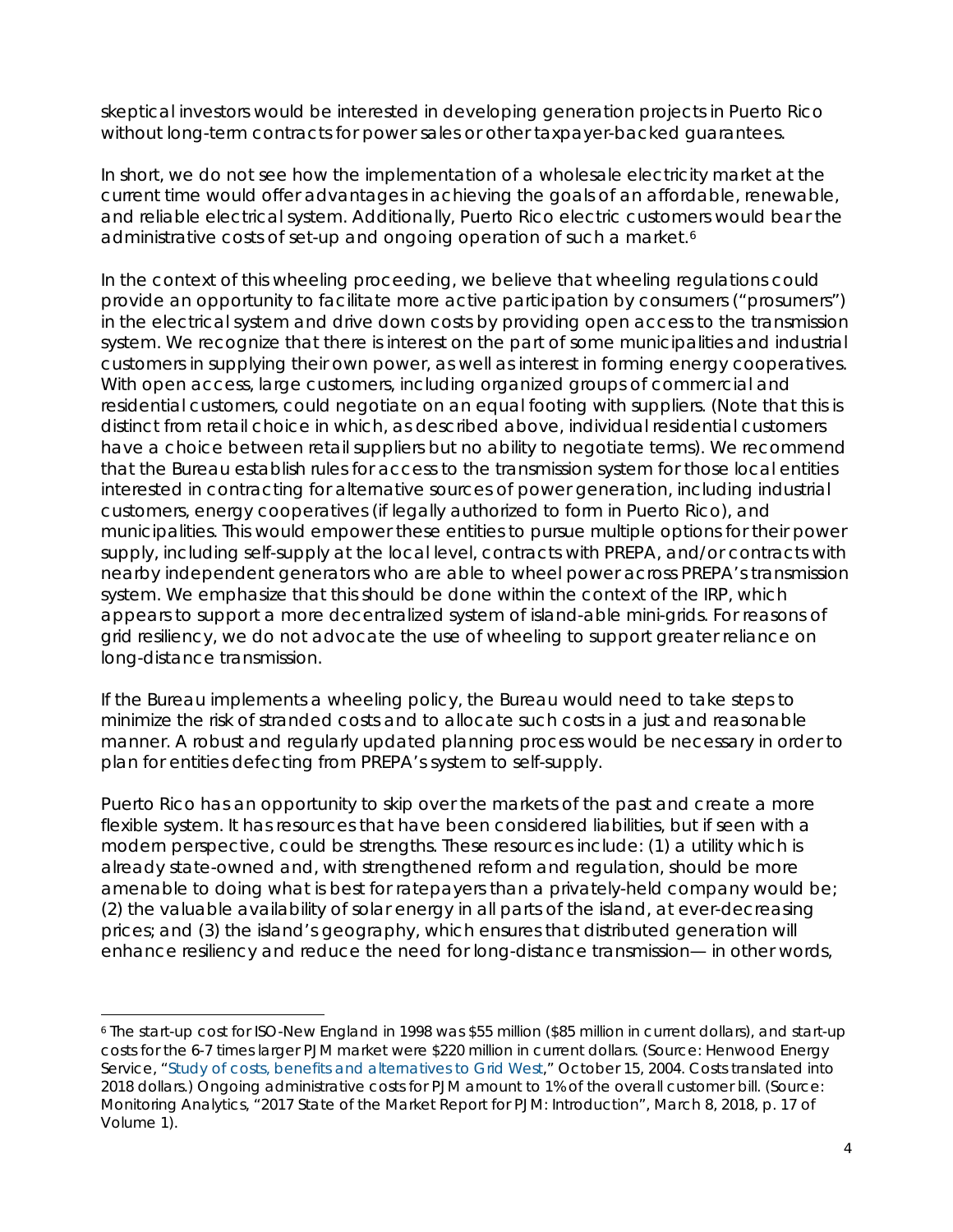skeptical investors would be interested in developing generation projects in Puerto Rico without long-term contracts for power sales or other taxpayer-backed guarantees.

In short, we do not see how the implementation of a wholesale electricity market at the current time would offer advantages in achieving the goals of an affordable, renewable, and reliable electrical system. Additionally, Puerto Rico electric customers would bear the administrative costs of set-up and ongoing operation of such a market.[6]

In the context of this wheeling proceeding, we believe that wheeling regulations could provide an opportunity to facilitate more active participation by consumers ("prosumers") in the electrical system and drive down costs by providing open access to the transmission system. We recognize that there is interest on the part of some municipalities and industrial customers in supplying their own power, as well as interest in forming energy cooperatives. With open access, large customers, including organized groups of commercial and residential customers, could negotiate on an equal footing with suppliers. (Note that this is distinct from retail choice in which, as described above, individual residential customers have a choice between retail suppliers but no ability to negotiate terms). We recommend that the Bureau establish rules for access to the transmission system for those local entities interested in contracting for alternative sources of power generation, including industrial customers, energy cooperatives (if legally authorized to form in Puerto Rico), and municipalities. This would empower these entities to pursue multiple options for their power supply, including self-supply at the local level, contracts with PREPA, and/or contracts with nearby independent generators who are able to wheel power across PREPA's transmission system. We emphasize that this should be done within the context of the IRP, which appears to support a more decentralized system of island-able mini-grids. For reasons of grid resiliency, we do not advocate the use of wheeling to support greater reliance on long-distance transmission.

If the Bureau implements a wheeling policy, the Bureau would need to take steps to minimize the risk of stranded costs and to allocate such costs in a just and reasonable manner. A robust and regularly updated planning process would be necessary in order to plan for entities defecting from PREPA's system to self-supply.

Puerto Rico has an opportunity to skip over the markets of the past and create a more flexible system. It has resources that have been considered liabilities, but if seen with a modern perspective, could be strengths. These resources include: (1) a utility which is already state-owned and, with strengthened reform and regulation, should be more amenable to doing what is best for ratepayers than a privately-held company would be; (2) the valuable availability of solar energy in all parts of the island, at ever-decreasing prices; and (3) the island's geography, which ensures that distributed generation will enhance resiliency and reduce the need for long-distance transmission— in other words,

---

[6] The start-up cost for ISO-New England in 1998 was $55 million ($85 million in current dollars), and start-up costs for the 6-7 times larger PJM market were $220 million in current dollars. (Source: Henwood Energy Service, "Study of costs, benefits and alternatives to Grid West," October 15, 2004. Costs translated into 2018 dollars.) Ongoing administrative costs for PJM amount to 1% of the overall customer bill. (Source: Monitoring Analytics, "2017 State of the Market Report for PJM: Introduction", March 8, 2018, p. 17 of Volume 1).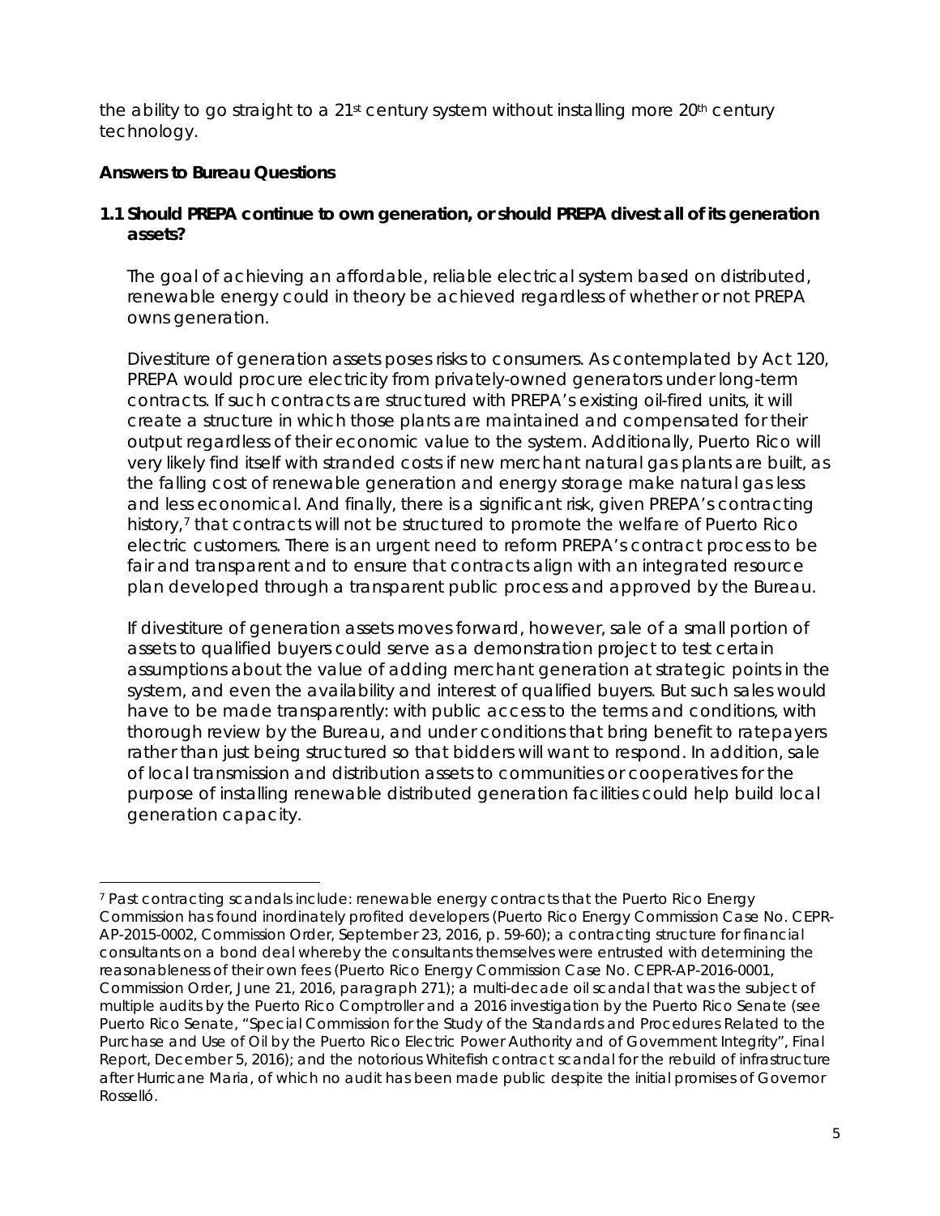the ability to go straight to a 21st century system without installing more 20th century technology.

**Answers to Bureau Questions**

**1.1 Should PREPA continue to own generation, or should PREPA divest all of its generation assets?**

The goal of achieving an affordable, reliable electrical system based on distributed, renewable energy could in theory be achieved regardless of whether or not PREPA owns generation.

Divestiture of generation assets poses risks to consumers. As contemplated by Act 120, PREPA would procure electricity from privately-owned generators under long-term contracts. If such contracts are structured with PREPA's existing oil-fired units, it will create a structure in which those plants are maintained and compensated for their output regardless of their economic value to the system. Additionally, Puerto Rico will very likely find itself with stranded costs if new merchant natural gas plants are built, as the falling cost of renewable generation and energy storage make natural gas less and less economical. And finally, there is a significant risk, given PREPA's contracting history,[7] that contracts will not be structured to promote the welfare of Puerto Rico electric customers. There is an urgent need to reform PREPA's contract process to be fair and transparent and to ensure that contracts align with an integrated resource plan developed through a transparent public process and approved by the Bureau.

If divestiture of generation assets moves forward, however, sale of a small portion of assets to qualified buyers could serve as a demonstration project to test certain assumptions about the value of adding merchant generation at strategic points in the system, and even the availability and interest of qualified buyers. But such sales would have to be made transparently: with public access to the terms and conditions, with thorough review by the Bureau, and under conditions that bring benefit to ratepayers rather than just being structured so that bidders will want to respond. In addition, sale of local transmission and distribution assets to communities or cooperatives for the purpose of installing renewable distributed generation facilities could help build local generation capacity.

---

[7] Past contracting scandals include: renewable energy contracts that the Puerto Rico Energy Commission has found inordinately profited developers (Puerto Rico Energy Commission Case No. CEPR-AP-2015-0002, Commission Order, September 23, 2016, p. 59-60); a contracting structure for financial consultants on a bond deal whereby the consultants themselves were entrusted with determining the reasonableness of their own fees (Puerto Rico Energy Commission Case No. CEPR-AP-2016-0001, Commission Order, June 21, 2016, paragraph 271); a multi-decade oil scandal that was the subject of multiple audits by the Puerto Rico Comptroller and a 2016 investigation by the Puerto Rico Senate (see Puerto Rico Senate, "Special Commission for the Study of the Standards and Procedures Related to the Purchase and Use of Oil by the Puerto Rico Electric Power Authority and of Government Integrity", Final Report, December 5, 2016); and the notorious Whitefish contract scandal for the rebuild of infrastructure after Hurricane Maria, of which no audit has been made public despite the initial promises of Governor Rosselló.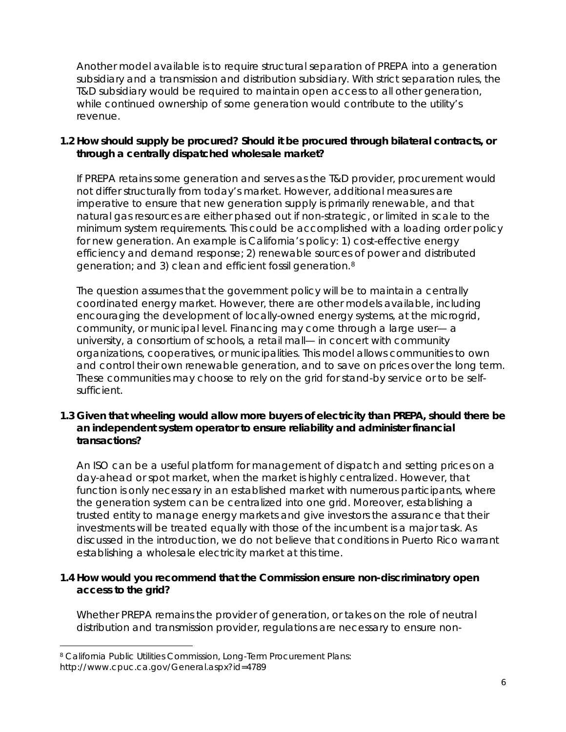Another model available is to require structural separation of PREPA into a generation subsidiary and a transmission and distribution subsidiary. With strict separation rules, the T&D subsidiary would be required to maintain open access to all other generation, while continued ownership of some generation would contribute to the utility's revenue.

**1.2 How should supply be procured? Should it be procured through bilateral contracts, or through a centrally dispatched wholesale market?**

If PREPA retains some generation and serves as the T&D provider, procurement would not differ structurally from today's market. However, additional measures are imperative to ensure that new generation supply is primarily renewable, and that natural gas resources are either phased out if non-strategic, or limited in scale to the minimum system requirements. This could be accomplished with a loading order policy for new generation. An example is California's policy: 1) cost-effective energy efficiency and demand response; 2) renewable sources of power and distributed generation; and 3) clean and efficient fossil generation.[8]

The question assumes that the government policy will be to maintain a centrally coordinated energy market. However, there are other models available, including encouraging the development of locally-owned energy systems, at the microgrid, community, or municipal level. Financing may come through a large user— a university, a consortium of schools, a retail mall— in concert with community organizations, cooperatives, or municipalities. This model allows communities to own and control their own renewable generation, and to save on prices over the long term. These communities may choose to rely on the grid for stand-by service or to be self-sufficient.

**1.3 Given that wheeling would allow more buyers of electricity than PREPA, should there be an independent system operator to ensure reliability and administer financial transactions?**

An ISO can be a useful platform for management of dispatch and setting prices on a day-ahead or spot market, when the market is highly centralized. However, that function is only necessary in an established market with numerous participants, where the generation system can be centralized into one grid. Moreover, establishing a trusted entity to manage energy markets and give investors the assurance that their investments will be treated equally with those of the incumbent is a major task. As discussed in the introduction, we do not believe that conditions in Puerto Rico warrant establishing a wholesale electricity market at this time.

**1.4 How would you recommend that the Commission ensure non-discriminatory open access to the grid?**

Whether PREPA remains the provider of generation, or takes on the role of neutral distribution and transmission provider, regulations are necessary to ensure non-

[8] California Public Utilities Commission, Long-Term Procurement Plans: http://www.cpuc.ca.gov/General.aspx?id=4789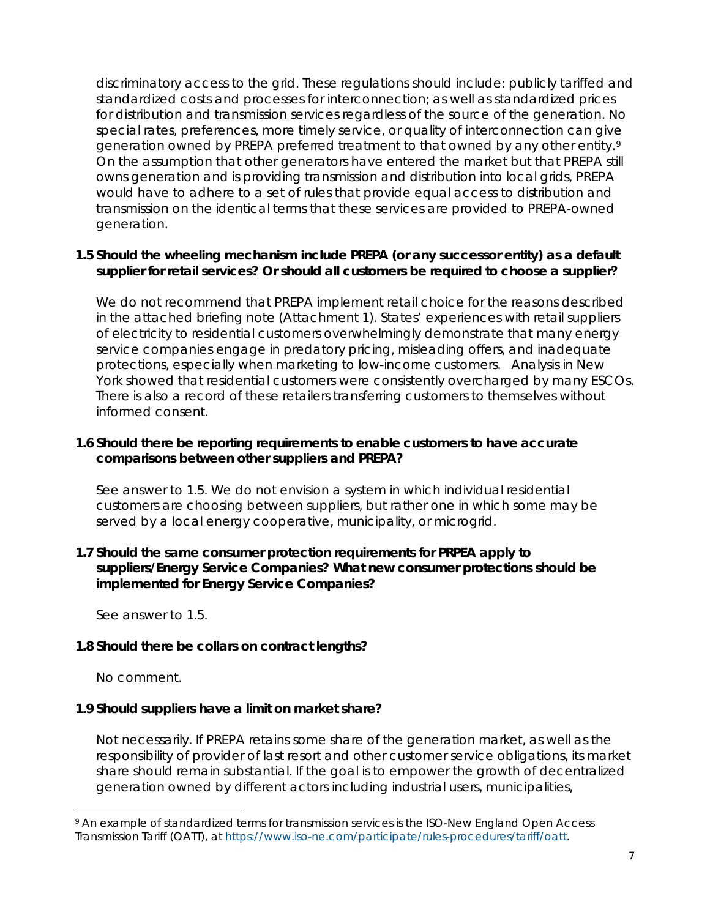discriminatory access to the grid. These regulations should include: publicly tariffed and standardized costs and processes for interconnection; as well as standardized prices for distribution and transmission services regardless of the source of the generation. No special rates, preferences, more timely service, or quality of interconnection can give generation owned by PREPA preferred treatment to that owned by any other entity.[9] On the assumption that other generators have entered the market but that PREPA still owns generation and is providing transmission and distribution into local grids, PREPA would have to adhere to a set of rules that provide equal access to distribution and transmission on the identical terms that these services are provided to PREPA-owned generation.

**1.5 Should the wheeling mechanism include PREPA (or any successor entity) as a default supplier for retail services? Or should all customers be required to choose a supplier?**

We do not recommend that PREPA implement retail choice for the reasons described in the attached briefing note (Attachment 1). States' experiences with retail suppliers of electricity to residential customers overwhelmingly demonstrate that many energy service companies engage in predatory pricing, misleading offers, and inadequate protections, especially when marketing to low-income customers. Analysis in New York showed that residential customers were consistently overcharged by many ESCOs. There is also a record of these retailers transferring customers to themselves without informed consent.

**1.6 Should there be reporting requirements to enable customers to have accurate comparisons between other suppliers and PREPA?**

See answer to 1.5. We do not envision a system in which individual residential customers are choosing between suppliers, but rather one in which some may be served by a local energy cooperative, municipality, or microgrid.

**1.7 Should the same consumer protection requirements for PRPEA apply to suppliers/Energy Service Companies? What new consumer protections should be implemented for Energy Service Companies?**

See answer to 1.5.

**1.8 Should there be collars on contract lengths?**

No comment.

**1.9 Should suppliers have a limit on market share?**

Not necessarily. If PREPA retains some share of the generation market, as well as the responsibility of provider of last resort and other customer service obligations, its market share should remain substantial. If the goal is to empower the growth of decentralized generation owned by different actors including industrial users, municipalities,

[9] An example of standardized terms for transmission services is the ISO-New England Open Access Transmission Tariff (OATT), at https://www.iso-ne.com/participate/rules-procedures/tariff/oatt.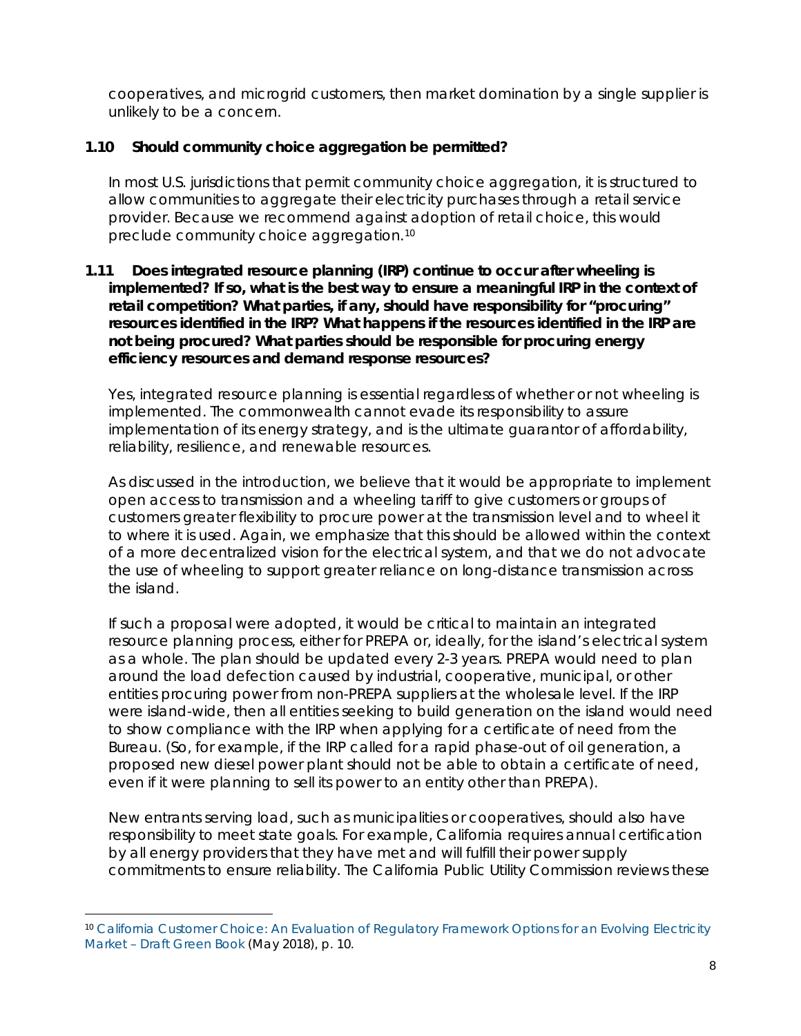cooperatives, and microgrid customers, then market domination by a single supplier is unlikely to be a concern.

### 1.10 Should community choice aggregation be permitted?

In most U.S. jurisdictions that permit community choice aggregation, it is structured to allow communities to aggregate their electricity purchases through a retail service provider. Because we recommend against adoption of retail choice, this would preclude community choice aggregation.[10]

### 1.11 Does integrated resource planning (IRP) continue to occur after wheeling is implemented? If so, what is the best way to ensure a meaningful IRP in the context of retail competition? What parties, if any, should have responsibility for "procuring" resources identified in the IRP? What happens if the resources identified in the IRP are not being procured? What parties should be responsible for procuring energy efficiency resources and demand response resources?

Yes, integrated resource planning is essential regardless of whether or not wheeling is implemented. The commonwealth cannot evade its responsibility to assure implementation of its energy strategy, and is the ultimate guarantor of affordability, reliability, resilience, and renewable resources.

As discussed in the introduction, we believe that it would be appropriate to implement open access to transmission and a wheeling tariff to give customers or groups of customers greater flexibility to procure power at the transmission level and to wheel it to where it is used. Again, we emphasize that this should be allowed within the context of a more decentralized vision for the electrical system, and that we do not advocate the use of wheeling to support greater reliance on long-distance transmission across the island.

If such a proposal were adopted, it would be critical to maintain an integrated resource planning process, either for PREPA or, ideally, for the island's electrical system as a whole. The plan should be updated every 2-3 years. PREPA would need to plan around the load defection caused by industrial, cooperative, municipal, or other entities procuring power from non-PREPA suppliers at the wholesale level. If the IRP were island-wide, then all entities seeking to build generation on the island would need to show compliance with the IRP when applying for a certificate of need from the Bureau. (So, for example, if the IRP called for a rapid phase-out of oil generation, a proposed new diesel power plant should not be able to obtain a certificate of need, even if it were planning to sell its power to an entity other than PREPA).

New entrants serving load, such as municipalities or cooperatives, should also have responsibility to meet state goals. For example, California requires annual certification by all energy providers that they have met and will fulfill their power supply commitments to ensure reliability. The California Public Utility Commission reviews these

[10] California Customer Choice: An Evaluation of Regulatory Framework Options for an Evolving Electricity Market – Draft Green Book (May 2018), p. 10.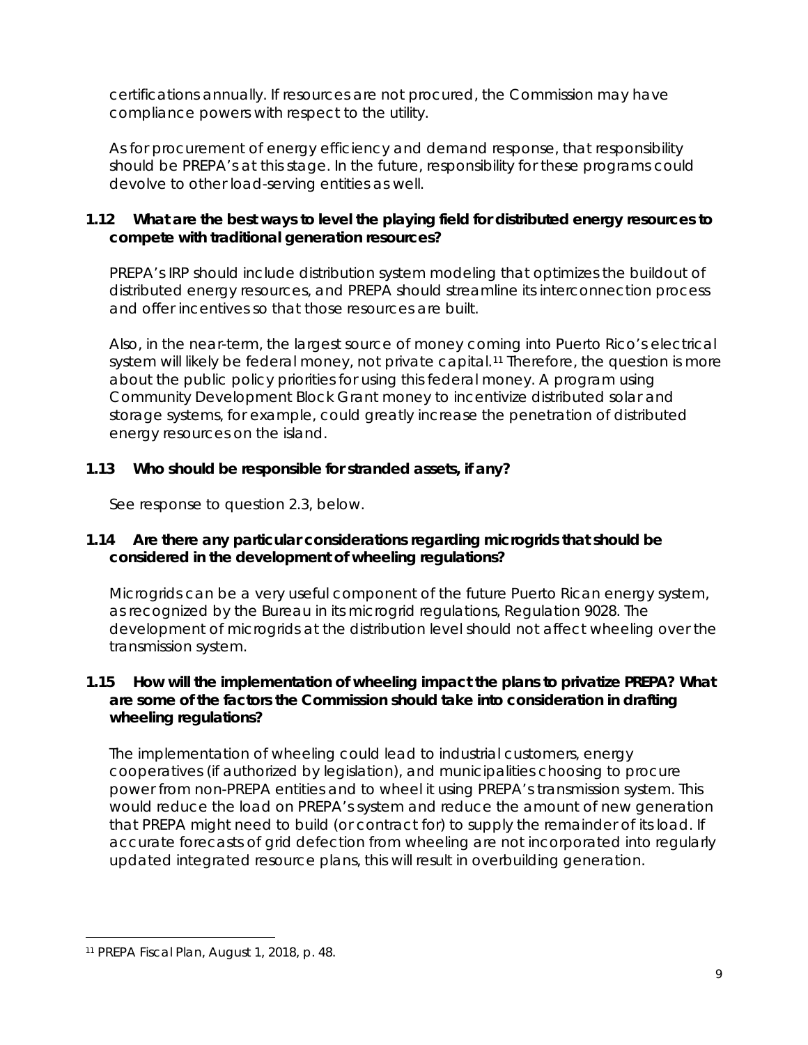certifications annually. If resources are not procured, the Commission may have compliance powers with respect to the utility.

As for procurement of energy efficiency and demand response, that responsibility should be PREPA's at this stage. In the future, responsibility for these programs could devolve to other load-serving entities as well.

### 1.12 What are the best ways to level the playing field for distributed energy resources to compete with traditional generation resources?

PREPA's IRP should include distribution system modeling that optimizes the buildout of distributed energy resources, and PREPA should streamline its interconnection process and offer incentives so that those resources are built.

Also, in the near-term, the largest source of money coming into Puerto Rico's electrical system will likely be federal money, not private capital.[11] Therefore, the question is more about the public policy priorities for using this federal money. A program using Community Development Block Grant money to incentivize distributed solar and storage systems, for example, could greatly increase the penetration of distributed energy resources on the island.

### 1.13 Who should be responsible for stranded assets, if any?

See response to question 2.3, below.

### 1.14 Are there any particular considerations regarding microgrids that should be considered in the development of wheeling regulations?

Microgrids can be a very useful component of the future Puerto Rican energy system, as recognized by the Bureau in its microgrid regulations, Regulation 9028. The development of microgrids at the distribution level should not affect wheeling over the transmission system.

### 1.15 How will the implementation of wheeling impact the plans to privatize PREPA? What are some of the factors the Commission should take into consideration in drafting wheeling regulations?

The implementation of wheeling could lead to industrial customers, energy cooperatives (if authorized by legislation), and municipalities choosing to procure power from non-PREPA entities and to wheel it using PREPA's transmission system. This would reduce the load on PREPA's system and reduce the amount of new generation that PREPA might need to build (or contract for) to supply the remainder of its load. If accurate forecasts of grid defection from wheeling are not incorporated into regularly updated integrated resource plans, this will result in overbuilding generation.

---

[11] PREPA Fiscal Plan, August 1, 2018, p. 48.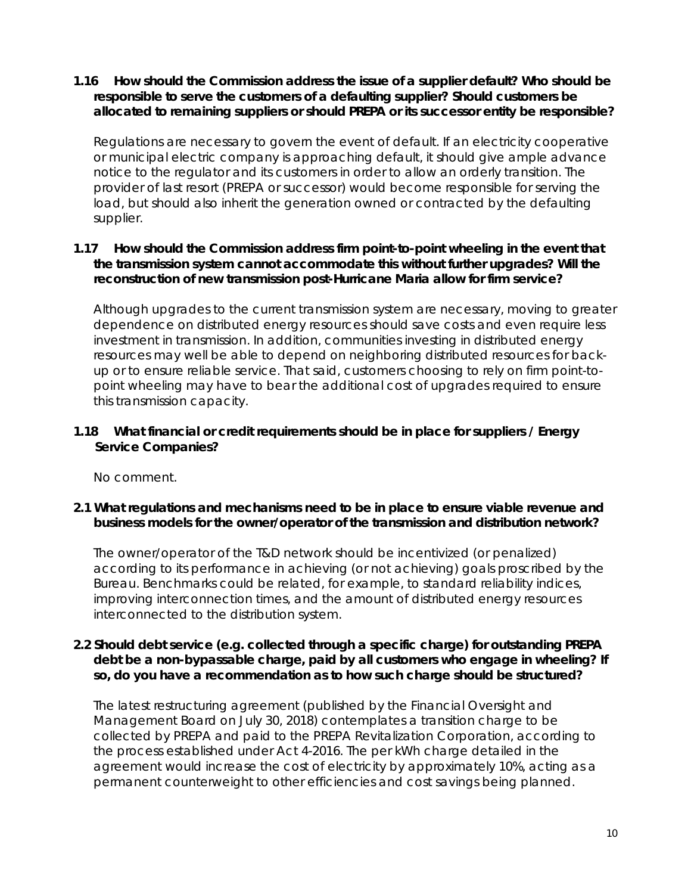**1.16 How should the Commission address the issue of a supplier default? Who should be responsible to serve the customers of a defaulting supplier? Should customers be allocated to remaining suppliers or should PREPA or its successor entity be responsible?**

Regulations are necessary to govern the event of default. If an electricity cooperative or municipal electric company is approaching default, it should give ample advance notice to the regulator and its customers in order to allow an orderly transition. The provider of last resort (PREPA or successor) would become responsible for serving the load, but should also inherit the generation owned or contracted by the defaulting supplier.

**1.17 How should the Commission address firm point-to-point wheeling in the event that the transmission system cannot accommodate this without further upgrades? Will the reconstruction of new transmission post-Hurricane Maria allow for firm service?**

Although upgrades to the current transmission system are necessary, moving to greater dependence on distributed energy resources should save costs and even require less investment in transmission. In addition, communities investing in distributed energy resources may well be able to depend on neighboring distributed resources for back-up or to ensure reliable service. That said, customers choosing to rely on firm point-to-point wheeling may have to bear the additional cost of upgrades required to ensure this transmission capacity.

**1.18 What financial or credit requirements should be in place for suppliers / Energy Service Companies?**

No comment.

**2.1 What regulations and mechanisms need to be in place to ensure viable revenue and business models for the owner/operator of the transmission and distribution network?**

The owner/operator of the T&D network should be incentivized (or penalized) according to its performance in achieving (or not achieving) goals proscribed by the Bureau. Benchmarks could be related, for example, to standard reliability indices, improving interconnection times, and the amount of distributed energy resources interconnected to the distribution system.

**2.2 Should debt service (e.g. collected through a specific charge) for outstanding PREPA debt be a non-bypassable charge, paid by all customers who engage in wheeling? If so, do you have a recommendation as to how such charge should be structured?**

The latest restructuring agreement (published by the Financial Oversight and Management Board on July 30, 2018) contemplates a transition charge to be collected by PREPA and paid to the PREPA Revitalization Corporation, according to the process established under Act 4-2016. The per kWh charge detailed in the agreement would increase the cost of electricity by approximately 10%, acting as a permanent counterweight to other efficiencies and cost savings being planned.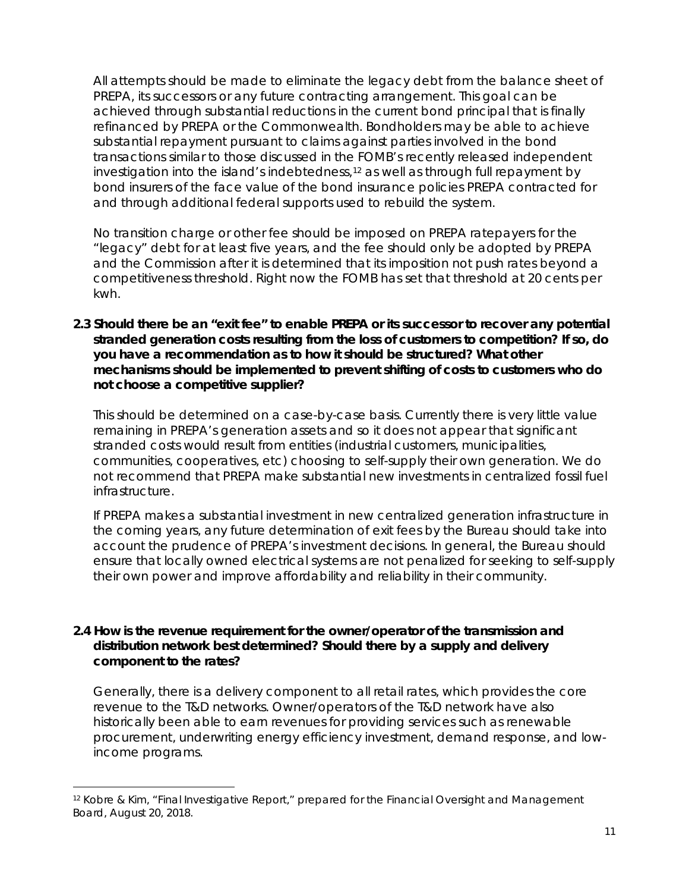All attempts should be made to eliminate the legacy debt from the balance sheet of PREPA, its successors or any future contracting arrangement. This goal can be achieved through substantial reductions in the current bond principal that is finally refinanced by PREPA or the Commonwealth. Bondholders may be able to achieve substantial repayment pursuant to claims against parties involved in the bond transactions similar to those discussed in the FOMB's recently released independent investigation into the island's indebtedness,[12] as well as through full repayment by bond insurers of the face value of the bond insurance policies PREPA contracted for and through additional federal supports used to rebuild the system.

No transition charge or other fee should be imposed on PREPA ratepayers for the "legacy" debt for at least five years, and the fee should only be adopted by PREPA and the Commission after it is determined that its imposition not push rates beyond a competitiveness threshold. Right now the FOMB has set that threshold at 20 cents per kwh.

**2.3 Should there be an "exit fee" to enable PREPA or its successor to recover any potential stranded generation costs resulting from the loss of customers to competition? If so, do you have a recommendation as to how it should be structured? What other mechanisms should be implemented to prevent shifting of costs to customers who do not choose a competitive supplier?**

This should be determined on a case-by-case basis. Currently there is very little value remaining in PREPA's generation assets and so it does not appear that significant stranded costs would result from entities (industrial customers, municipalities, communities, cooperatives, etc) choosing to self-supply their own generation. We do not recommend that PREPA make substantial new investments in centralized fossil fuel infrastructure.

If PREPA makes a substantial investment in new centralized generation infrastructure in the coming years, any future determination of exit fees by the Bureau should take into account the prudence of PREPA's investment decisions. In general, the Bureau should ensure that locally owned electrical systems are not penalized for seeking to self-supply their own power and improve affordability and reliability in their community.

**2.4 How is the revenue requirement for the owner/operator of the transmission and distribution network best determined? Should there by a supply and delivery component to the rates?**

Generally, there is a delivery component to all retail rates, which provides the core revenue to the T&D networks. Owner/operators of the T&D network have also historically been able to earn revenues for providing services such as renewable procurement, underwriting energy efficiency investment, demand response, and low-income programs.

---

[12] Kobre & Kim, "Final Investigative Report," prepared for the Financial Oversight and Management Board, August 20, 2018.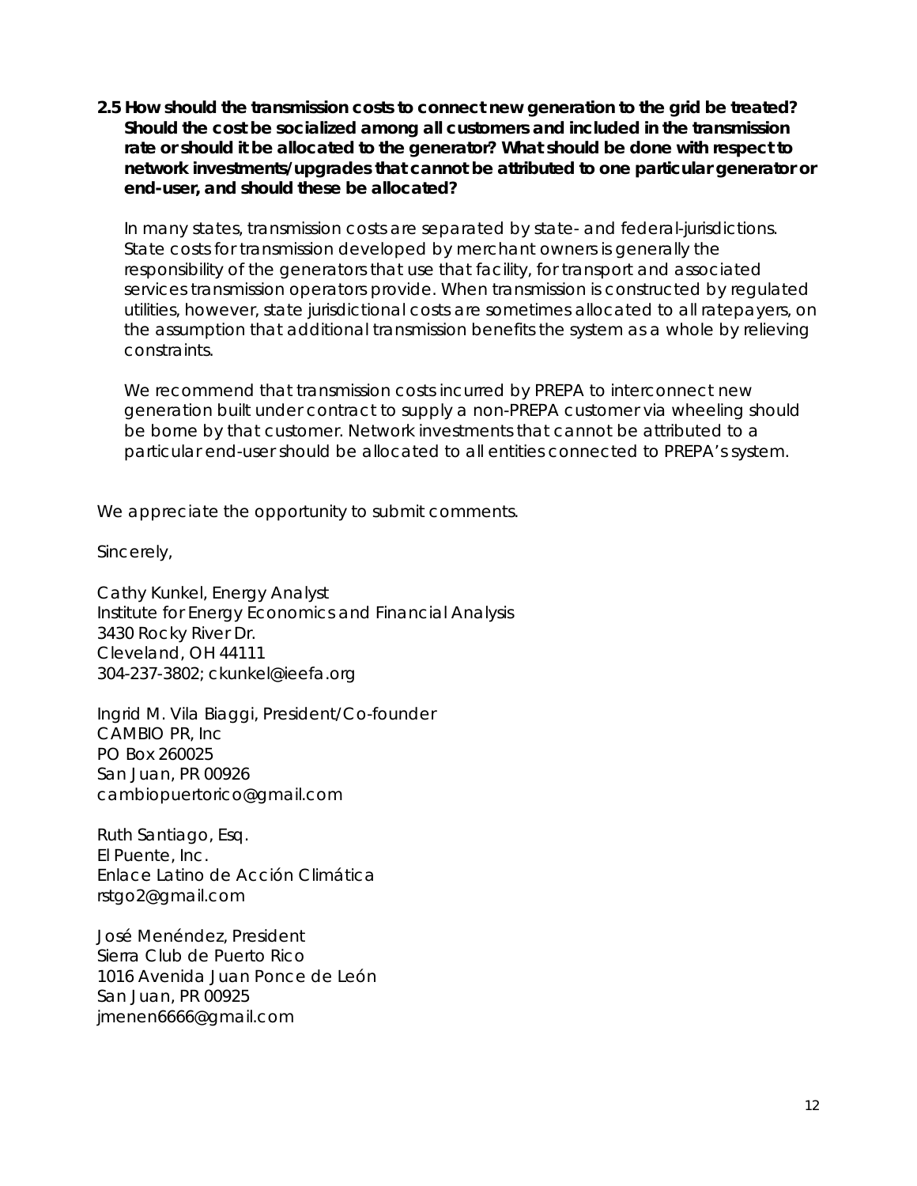**2.5 How should the transmission costs to connect new generation to the grid be treated? Should the cost be socialized among all customers and included in the transmission rate or should it be allocated to the generator? What should be done with respect to network investments/upgrades that cannot be attributed to one particular generator or end-user, and should these be allocated?**

In many states, transmission costs are separated by state- and federal-jurisdictions. State costs for transmission developed by merchant owners is generally the responsibility of the generators that use that facility, for transport and associated services transmission operators provide. When transmission is constructed by regulated utilities, however, state jurisdictional costs are sometimes allocated to all ratepayers, on the assumption that additional transmission benefits the system as a whole by relieving constraints.

We recommend that transmission costs incurred by PREPA to interconnect new generation built under contract to supply a non-PREPA customer via wheeling should be borne by that customer. Network investments that cannot be attributed to a particular end-user should be allocated to all entities connected to PREPA's system.

We appreciate the opportunity to submit comments.

Sincerely,

Cathy Kunkel, Energy Analyst
Institute for Energy Economics and Financial Analysis
3430 Rocky River Dr.
Cleveland, OH 44111
304-237-3802; ckunkel@ieefa.org

Ingrid M. Vila Biaggi, President/Co-founder
CAMBIO PR, Inc
PO Box 260025
San Juan, PR 00926
cambiopuertorico@gmail.com

Ruth Santiago, Esq.
El Puente, Inc.
Enlace Latino de Acción Climática
rstgo2@gmail.com

José Menéndez, President
Sierra Club de Puerto Rico
1016 Avenida Juan Ponce de León
San Juan, PR 00925
jmenen6666@gmail.com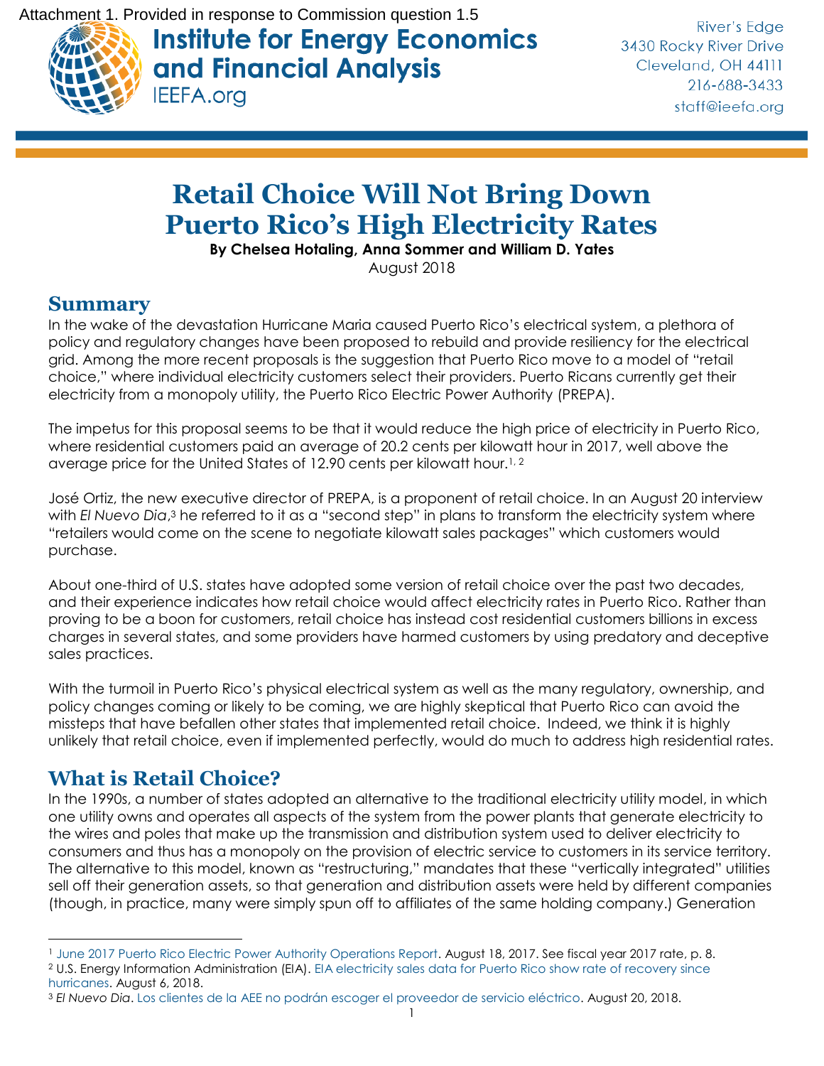Attachment 1. Provided in response to Commission question 1.5

**Institute for Energy Economics and Financial Analysis**
IEEFA.org

River's Edge
3430 Rocky River Drive
Cleveland, OH 44111
216-688-3433
staff@ieefa.org

# Retail Choice Will Not Bring Down Puerto Rico's High Electricity Rates

**By Chelsea Hotaling, Anna Sommer and William D. Yates**

August 2018

## Summary

In the wake of the devastation Hurricane Maria caused Puerto Rico's electrical system, a plethora of policy and regulatory changes have been proposed to rebuild and provide resiliency for the electrical grid. Among the more recent proposals is the suggestion that Puerto Rico move to a model of "retail choice," where individual electricity customers select their providers. Puerto Ricans currently get their electricity from a monopoly utility, the Puerto Rico Electric Power Authority (PREPA).

The impetus for this proposal seems to be that it would reduce the high price of electricity in Puerto Rico, where residential customers paid an average of 20.2 cents per kilowatt hour in 2017, well above the average price for the United States of 12.90 cents per kilowatt hour.[1, 2]

José Ortiz, the new executive director of PREPA, is a proponent of retail choice. In an August 20 interview with *El Nuevo Dia*,[3] he referred to it as a "second step" in plans to transform the electricity system where "retailers would come on the scene to negotiate kilowatt sales packages" which customers would purchase.

About one-third of U.S. states have adopted some version of retail choice over the past two decades, and their experience indicates how retail choice would affect electricity rates in Puerto Rico. Rather than proving to be a boon for customers, retail choice has instead cost residential customers billions in excess charges in several states, and some providers have harmed customers by using predatory and deceptive sales practices.

With the turmoil in Puerto Rico's physical electrical system as well as the many regulatory, ownership, and policy changes coming or likely to be coming, we are highly skeptical that Puerto Rico can avoid the missteps that have befallen other states that implemented retail choice. Indeed, we think it is highly unlikely that retail choice, even if implemented perfectly, would do much to address high residential rates.

## What is Retail Choice?

In the 1990s, a number of states adopted an alternative to the traditional electricity utility model, in which one utility owns and operates all aspects of the system from the power plants that generate electricity to the wires and poles that make up the transmission and distribution system used to deliver electricity to consumers and thus has a monopoly on the provision of electric service to customers in its service territory. The alternative to this model, known as "restructuring," mandates that these "vertically integrated" utilities sell off their generation assets, so that generation and distribution assets were held by different companies (though, in practice, many were simply spun off to affiliates of the same holding company.) Generation

---

[1] June 2017 Puerto Rico Electric Power Authority Operations Report. August 18, 2017. See fiscal year 2017 rate, p. 8.

[2] U.S. Energy Information Administration (EIA). EIA electricity sales data for Puerto Rico show rate of recovery since hurricanes. August 6, 2018.

[3] *El Nuevo Dia*. Los clientes de la AEE no podrán escoger el proveedor de servicio eléctrico. August 20, 2018.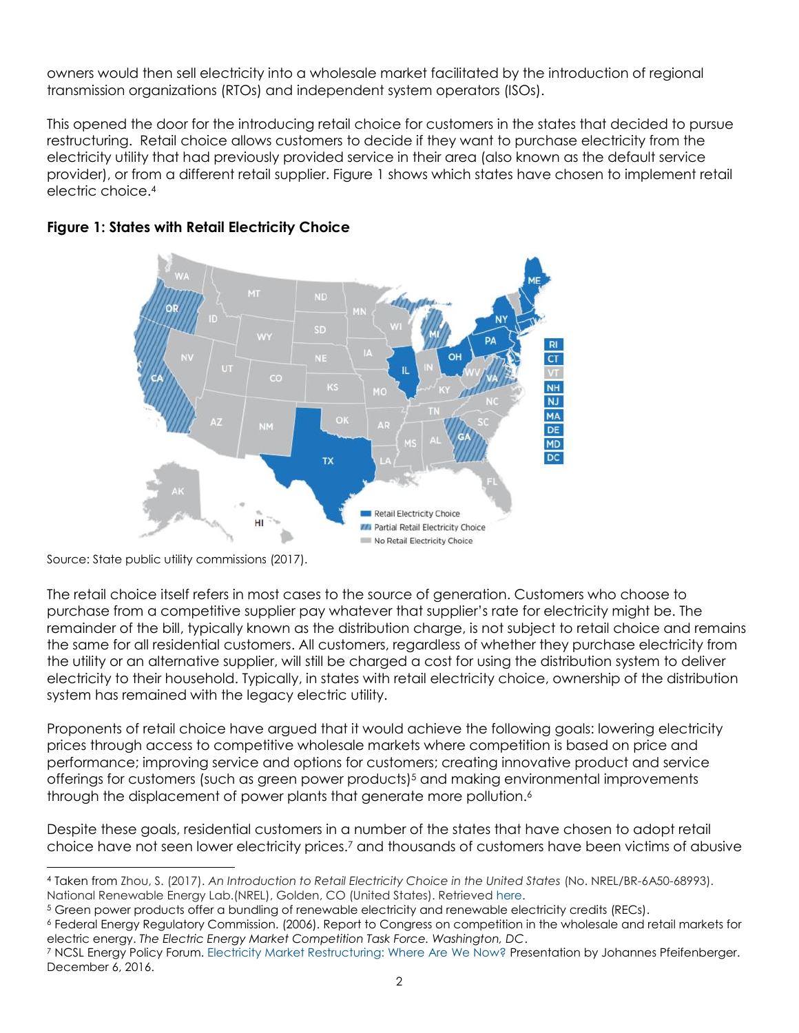owners would then sell electricity into a wholesale market facilitated by the introduction of regional transmission organizations (RTOs) and independent system operators (ISOs).

This opened the door for the introducing retail choice for customers in the states that decided to pursue restructuring. Retail choice allows customers to decide if they want to purchase electricity from the electricity utility that had previously provided service in their area (also known as the default service provider), or from a different retail supplier. Figure 1 shows which states have chosen to implement retail electric choice.[4]

**Figure 1: States with Retail Electricity Choice**

WA
OR
CA
NV
ID
MT
WY
UT
AZ
CO
NM
ND
SD
NE
KS
OK
TX
MN
IA
MO
AR
LA
WI
IL
MI
IN
KY
TN
MS
AL
OH
WV
VA
NC
SC
GA
FL
PA
NY
ME
AK
HI

RI
CT
VT
NH
NJ
MA
DE
MD
DC

Retail Electricity Choice
Partial Retail Electricity Choice
No Retail Electricity Choice

Source: State public utility commissions (2017).

The retail choice itself refers in most cases to the source of generation. Customers who choose to purchase from a competitive supplier pay whatever that supplier's rate for electricity might be. The remainder of the bill, typically known as the distribution charge, is not subject to retail choice and remains the same for all residential customers. All customers, regardless of whether they purchase electricity from the utility or an alternative supplier, will still be charged a cost for using the distribution system to deliver electricity to their household. Typically, in states with retail electricity choice, ownership of the distribution system has remained with the legacy electric utility.

Proponents of retail choice have argued that it would achieve the following goals: lowering electricity prices through access to competitive wholesale markets where competition is based on price and performance; improving service and options for customers; creating innovative product and service offerings for customers (such as green power products)[5] and making environmental improvements through the displacement of power plants that generate more pollution.[6]

Despite these goals, residential customers in a number of the states that have chosen to adopt retail choice have not seen lower electricity prices.[7] and thousands of customers have been victims of abusive

---

[4] Taken from Zhou, S. (2017). *An Introduction to Retail Electricity Choice in the United States* (No. NREL/BR-6A50-68993). National Renewable Energy Lab.(NREL), Golden, CO (United States). Retrieved here.

[5] Green power products offer a bundling of renewable electricity and renewable electricity credits (RECs).

[6] Federal Energy Regulatory Commission. (2006). Report to Congress on competition in the wholesale and retail markets for electric energy. *The Electric Energy Market Competition Task Force. Washington, DC*.

[7] NCSL Energy Policy Forum. Electricity Market Restructuring: Where Are We Now? Presentation by Johannes Pfeifenberger. December 6, 2016.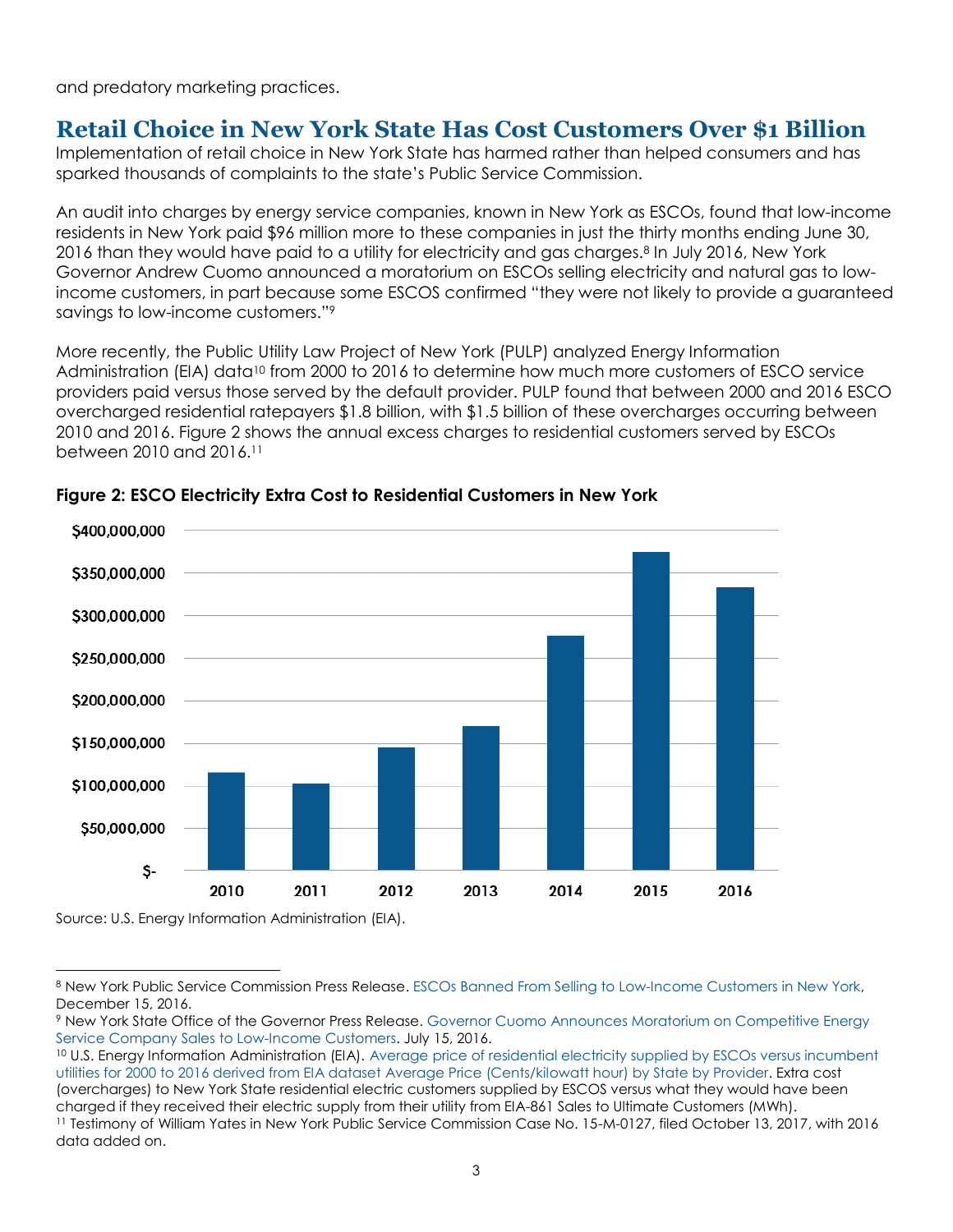and predatory marketing practices.

## Retail Choice in New York State Has Cost Customers Over $1 Billion

Implementation of retail choice in New York State has harmed rather than helped consumers and has sparked thousands of complaints to the state's Public Service Commission.

An audit into charges by energy service companies, known in New York as ESCOs, found that low-income residents in New York paid $96 million more to these companies in just the thirty months ending June 30, 2016 than they would have paid to a utility for electricity and gas charges.[8] In July 2016, New York Governor Andrew Cuomo announced a moratorium on ESCOs selling electricity and natural gas to low-income customers, in part because some ESCOS confirmed "they were not likely to provide a guaranteed savings to low-income customers."[9]

More recently, the Public Utility Law Project of New York (PULP) analyzed Energy Information Administration (EIA) data[10] from 2000 to 2016 to determine how much more customers of ESCO service providers paid versus those served by the default provider. PULP found that between 2000 and 2016 ESCO overcharged residential ratepayers $1.8 billion, with $1.5 billion of these overcharges occurring between 2010 and 2016. Figure 2 shows the annual excess charges to residential customers served by ESCOs between 2010 and 2016.[11]

**Figure 2: ESCO Electricity Extra Cost to Residential Customers in New York**

$400,000,000
$350,000,000
$300,000,000
$250,000,000
$200,000,000
$150,000,000
$100,000,000
$50,000,000
$-

2010
2011
2012
2013
2014
2015
2016

Source: U.S. Energy Information Administration (EIA).

---

[8] New York Public Service Commission Press Release. ESCOs Banned From Selling to Low-Income Customers in New York, December 15, 2016.

[9] New York State Office of the Governor Press Release. Governor Cuomo Announces Moratorium on Competitive Energy Service Company Sales to Low-Income Customers. July 15, 2016.

[10] U.S. Energy Information Administration (EIA). Average price of residential electricity supplied by ESCOs versus incumbent utilities for 2000 to 2016 derived from EIA dataset Average Price (Cents/kilowatt hour) by State by Provider. Extra cost (overcharges) to New York State residential electric customers supplied by ESCOS versus what they would have been charged if they received their electric supply from their utility from EIA-861 Sales to Ultimate Customers (MWh).

[11] Testimony of William Yates in New York Public Service Commission Case No. 15-M-0127, filed October 13, 2017, with 2016 data added on.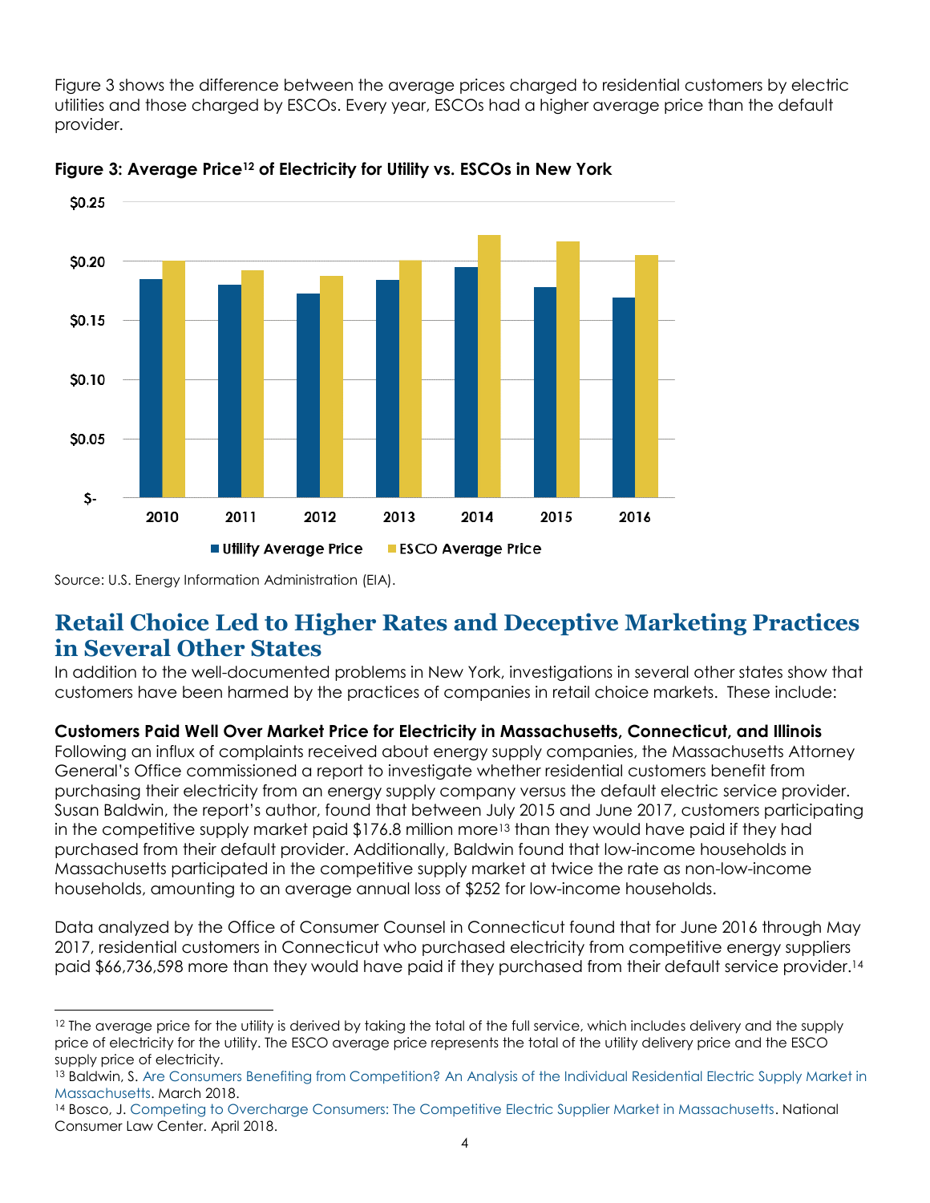Figure 3 shows the difference between the average prices charged to residential customers by electric utilities and those charged by ESCOs. Every year, ESCOs had a higher average price than the default provider.

**Figure 3: Average Price[12] of Electricity for Utility vs. ESCOs in New York**

$0.25
$0.20
$0.15
$0.10
$0.05
$-

2010 2011 2012 2013 2014 2015 2016

Utility Average Price
ESCO Average Price

Source: U.S. Energy Information Administration (EIA).

## Retail Choice Led to Higher Rates and Deceptive Marketing Practices in Several Other States

In addition to the well-documented problems in New York, investigations in several other states show that customers have been harmed by the practices of companies in retail choice markets. These include:

**Customers Paid Well Over Market Price for Electricity in Massachusetts, Connecticut, and Illinois**

Following an influx of complaints received about energy supply companies, the Massachusetts Attorney General's Office commissioned a report to investigate whether residential customers benefit from purchasing their electricity from an energy supply company versus the default electric service provider. Susan Baldwin, the report's author, found that between July 2015 and June 2017, customers participating in the competitive supply market paid $176.8 million more[13] than they would have paid if they had purchased from their default provider. Additionally, Baldwin found that low-income households in Massachusetts participated in the competitive supply market at twice the rate as non-low-income households, amounting to an average annual loss of $252 for low-income households.

Data analyzed by the Office of Consumer Counsel in Connecticut found that for June 2016 through May 2017, residential customers in Connecticut who purchased electricity from competitive energy suppliers paid $66,736,598 more than they would have paid if they purchased from their default service provider.[14]

---

[12] The average price for the utility is derived by taking the total of the full service, which includes delivery and the supply price of electricity for the utility. The ESCO average price represents the total of the utility delivery price and the ESCO supply price of electricity.

[13] Baldwin, S. Are Consumers Benefiting from Competition? An Analysis of the Individual Residential Electric Supply Market in Massachusetts. March 2018.

[14] Bosco, J. Competing to Overcharge Consumers: The Competitive Electric Supplier Market in Massachusetts. National Consumer Law Center. April 2018.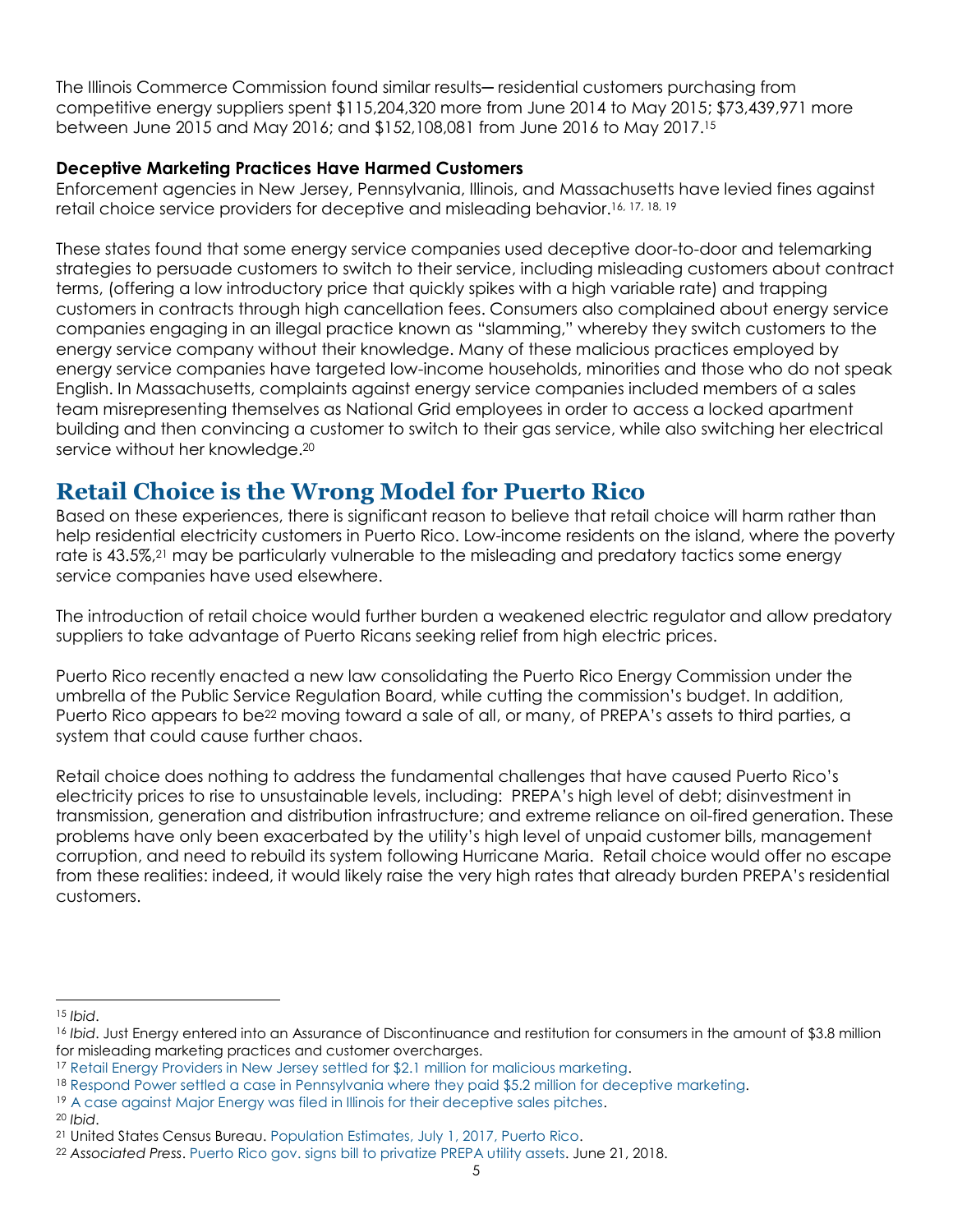The Illinois Commerce Commission found similar results─ residential customers purchasing from competitive energy suppliers spent $115,204,320 more from June 2014 to May 2015; $73,439,971 more between June 2015 and May 2016; and $152,108,081 from June 2016 to May 2017.[15]

**Deceptive Marketing Practices Have Harmed Customers**

Enforcement agencies in New Jersey, Pennsylvania, Illinois, and Massachusetts have levied fines against retail choice service providers for deceptive and misleading behavior.[16, 17, 18, 19]

These states found that some energy service companies used deceptive door-to-door and telemarking strategies to persuade customers to switch to their service, including misleading customers about contract terms, (offering a low introductory price that quickly spikes with a high variable rate) and trapping customers in contracts through high cancellation fees. Consumers also complained about energy service companies engaging in an illegal practice known as "slamming," whereby they switch customers to the energy service company without their knowledge. Many of these malicious practices employed by energy service companies have targeted low-income households, minorities and those who do not speak English. In Massachusetts, complaints against energy service companies included members of a sales team misrepresenting themselves as National Grid employees in order to access a locked apartment building and then convincing a customer to switch to their gas service, while also switching her electrical service without her knowledge.[20]

## Retail Choice is the Wrong Model for Puerto Rico

Based on these experiences, there is significant reason to believe that retail choice will harm rather than help residential electricity customers in Puerto Rico. Low-income residents on the island, where the poverty rate is 43.5%,[21] may be particularly vulnerable to the misleading and predatory tactics some energy service companies have used elsewhere.

The introduction of retail choice would further burden a weakened electric regulator and allow predatory suppliers to take advantage of Puerto Ricans seeking relief from high electric prices.

Puerto Rico recently enacted a new law consolidating the Puerto Rico Energy Commission under the umbrella of the Public Service Regulation Board, while cutting the commission's budget. In addition, Puerto Rico appears to be[22] moving toward a sale of all, or many, of PREPA's assets to third parties, a system that could cause further chaos.

Retail choice does nothing to address the fundamental challenges that have caused Puerto Rico's electricity prices to rise to unsustainable levels, including: PREPA's high level of debt; disinvestment in transmission, generation and distribution infrastructure; and extreme reliance on oil-fired generation. These problems have only been exacerbated by the utility's high level of unpaid customer bills, management corruption, and need to rebuild its system following Hurricane Maria. Retail choice would offer no escape from these realities: indeed, it would likely raise the very high rates that already burden PREPA's residential customers.

---

[15] *Ibid*.

[16] *Ibid*. Just Energy entered into an Assurance of Discontinuance and restitution for consumers in the amount of $3.8 million for misleading marketing practices and customer overcharges.

[17] Retail Energy Providers in New Jersey settled for $2.1 million for malicious marketing.

[18] Respond Power settled a case in Pennsylvania where they paid $5.2 million for deceptive marketing.

[19] A case against Major Energy was filed in Illinois for their deceptive sales pitches.

[20] *Ibid*.

[21] United States Census Bureau. Population Estimates, July 1, 2017, Puerto Rico.

[22] *Associated Press*. Puerto Rico gov. signs bill to privatize PREPA utility assets. June 21, 2018.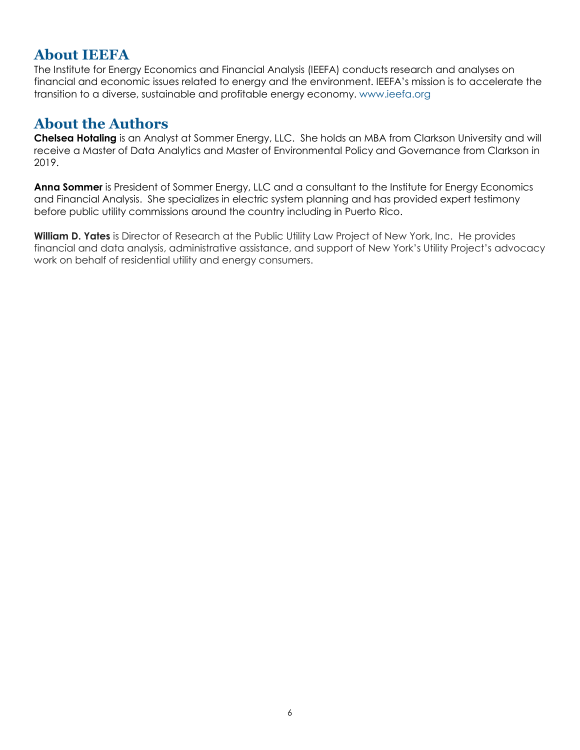## About IEEFA

The Institute for Energy Economics and Financial Analysis (IEEFA) conducts research and analyses on financial and economic issues related to energy and the environment. IEEFA's mission is to accelerate the transition to a diverse, sustainable and profitable energy economy. www.ieefa.org

## About the Authors

**Chelsea Hotaling** is an Analyst at Sommer Energy, LLC. She holds an MBA from Clarkson University and will receive a Master of Data Analytics and Master of Environmental Policy and Governance from Clarkson in 2019.

**Anna Sommer** is President of Sommer Energy, LLC and a consultant to the Institute for Energy Economics and Financial Analysis. She specializes in electric system planning and has provided expert testimony before public utility commissions around the country including in Puerto Rico.

**William D. Yates** is Director of Research at the Public Utility Law Project of New York, Inc. He provides financial and data analysis, administrative assistance, and support of New York's Utility Project's advocacy work on behalf of residential utility and energy consumers.